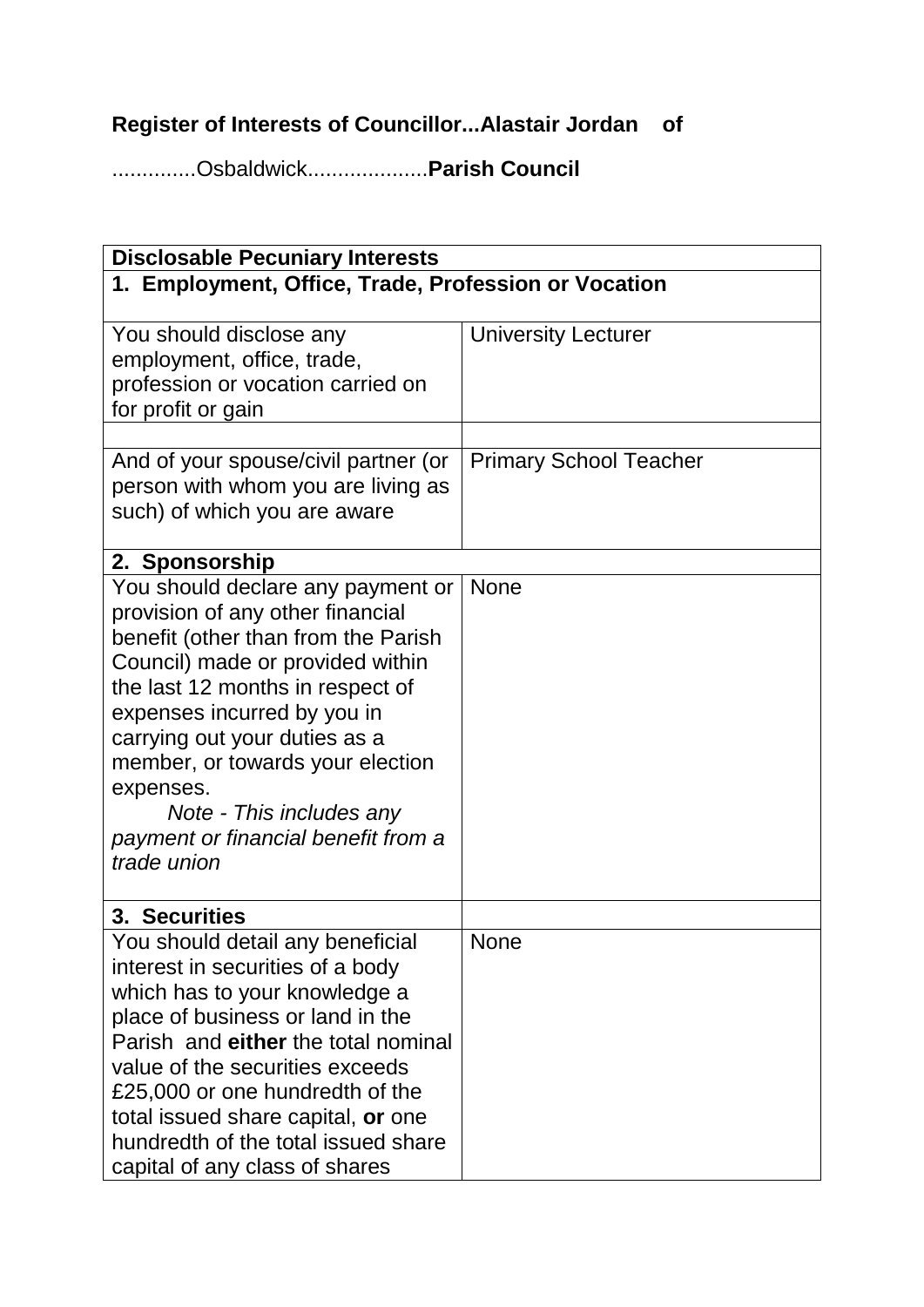**Register of Interests of Councillor...Alastair Jordan of**

..............Osbaldwick....................**Parish Council**

| **Disclosable Pecuniary Interests** | |
|---|---|
| **1. Employment, Office, Trade, Profession or Vocation** | |
| You should disclose any employment, office, trade, profession or vocation carried on for profit or gain | University Lecturer |
| | |
| And of your spouse/civil partner (or person with whom you are living as such) of which you are aware | Primary School Teacher |
| **2. Sponsorship** | |
| You should declare any payment or provision of any other financial benefit (other than from the Parish Council) made or provided within the last 12 months in respect of expenses incurred by you in carrying out your duties as a member, or towards your election expenses. *Note - This includes any payment or financial benefit from a trade union* | None |
| **3. Securities** | |
| You should detail any beneficial interest in securities of a body which has to your knowledge a place of business or land in the Parish and **either** the total nominal value of the securities exceeds £25,000 or one hundredth of the total issued share capital, **or** one hundredth of the total issued share capital of any class of shares | None |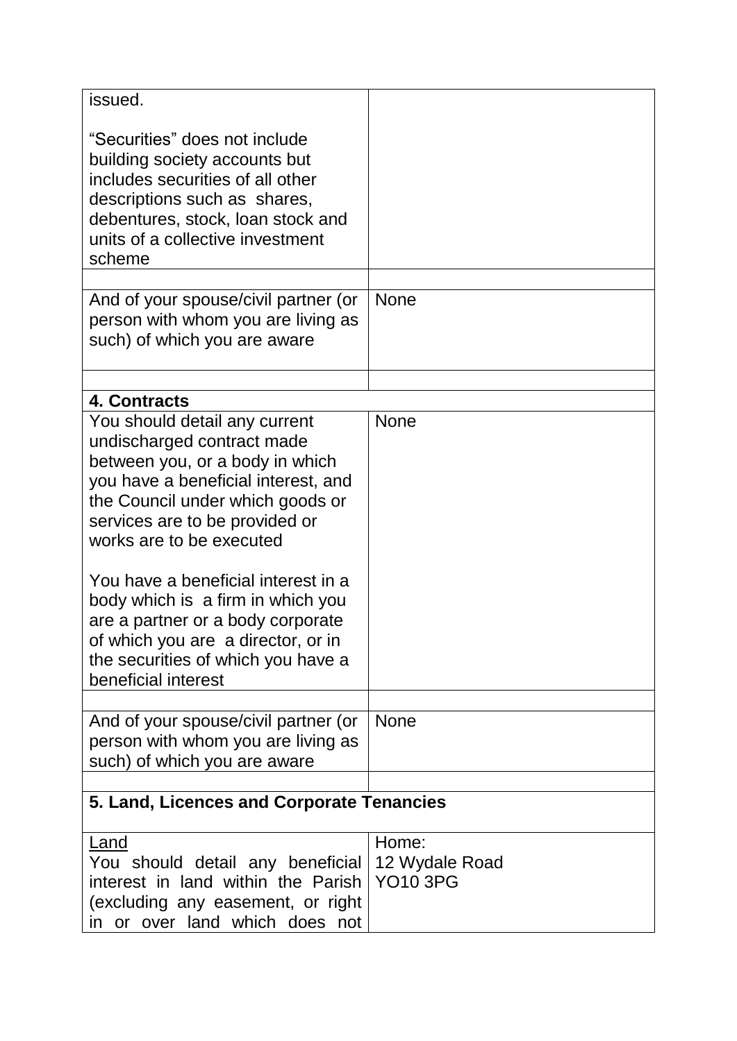| | |
|---|---|
| issued.<br><br>"Securities" does not include building society accounts but includes securities of all other descriptions such as shares, debentures, stock, loan stock and units of a collective investment scheme | |
| | |
| And of your spouse/civil partner (or person with whom you are living as such) of which you are aware | None |
| | |
| **4. Contracts** | |
| You should detail any current undischarged contract made between you, or a body in which you have a beneficial interest, and the Council under which goods or services are to be provided or works are to be executed<br><br>You have a beneficial interest in a body which is a firm in which you are a partner or a body corporate of which you are a director, or in the securities of which you have a beneficial interest | None |
| | |
| And of your spouse/civil partner (or person with whom you are living as such) of which you are aware | None |
| | |
| **5. Land, Licences and Corporate Tenancies** | |
| Land<br>You should detail any beneficial interest in land within the Parish (excluding any easement, or right in or over land which does not | Home:<br>12 Wydale Road<br>YO10 3PG |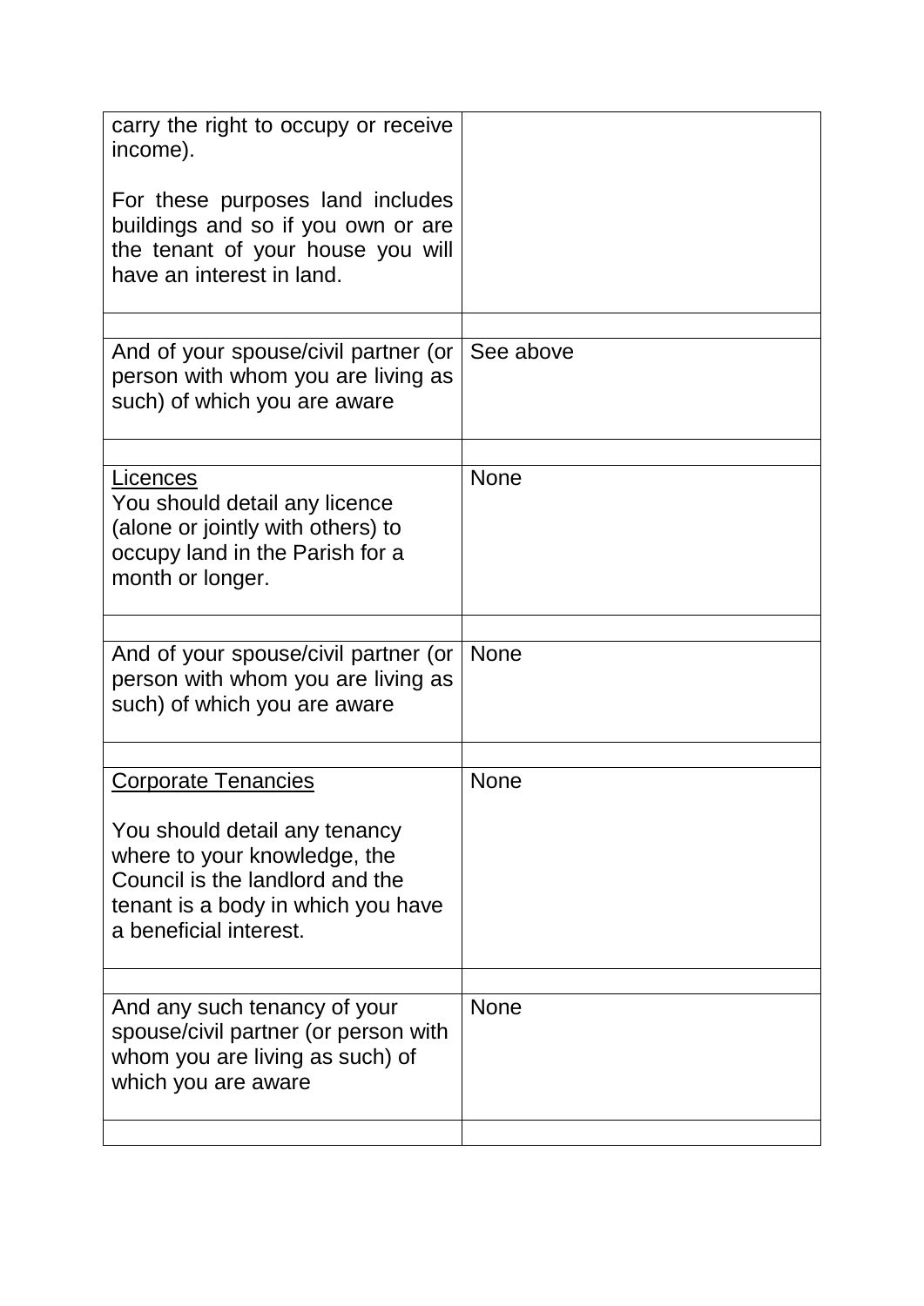| | |
|---|---|
| carry the right to occupy or receive income).<br><br>For these purposes land includes buildings and so if you own or are the tenant of your house you will have an interest in land. | |
| | |
| And of your spouse/civil partner (or person with whom you are living as such) of which you are aware | See above |
| | |
| Licences<br>You should detail any licence (alone or jointly with others) to occupy land in the Parish for a month or longer. | None |
| | |
| And of your spouse/civil partner (or person with whom you are living as such) of which you are aware | None |
| | |
| Corporate Tenancies<br><br>You should detail any tenancy where to your knowledge, the Council is the landlord and the tenant is a body in which you have a beneficial interest. | None |
| | |
| And any such tenancy of your spouse/civil partner (or person with whom you are living as such) of which you are aware | None |
| | |